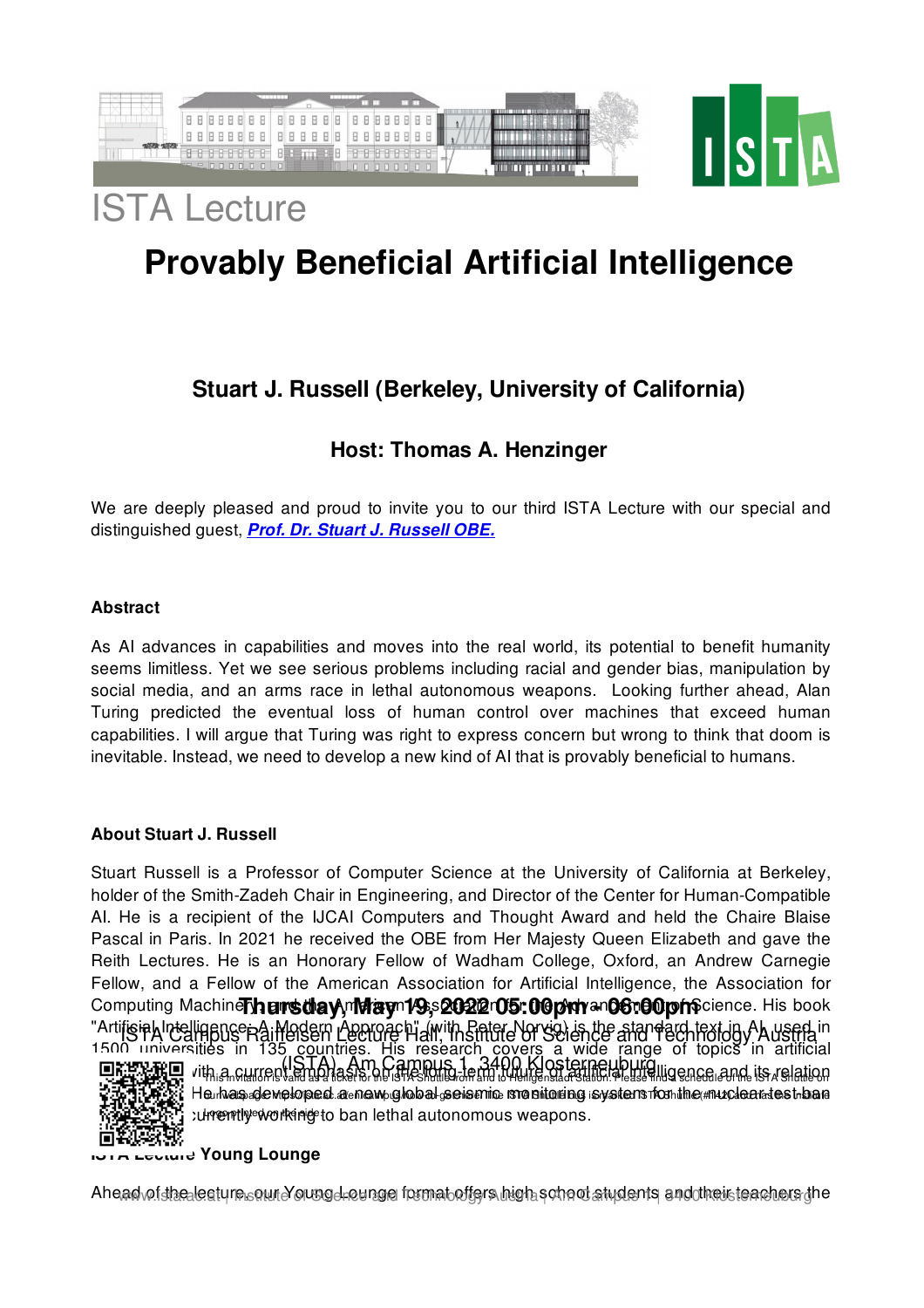# ISTA Lecture

# Provably Beneficial Artificial Intelligence

### Stuart J. Russell (Berkeley, University of California)

### Host: Thomas A. Henzinger

We are deeply pleased and proud to invite you to our third ISTA Lecture with our special and distinguished guest, ***Prof. Dr. Stuart J. Russell OBE.***

#### Abstract

As AI advances in capabilities and moves into the real world, its potential to benefit humanity seems limitless. Yet we see serious problems including racial and gender bias, manipulation by social media, and an arms race in lethal autonomous weapons. Looking further ahead, Alan Turing predicted the eventual loss of human control over machines that exceed human capabilities. I will argue that Turing was right to express concern but wrong to think that doom is inevitable. Instead, we need to develop a new kind of AI that is provably beneficial to humans.

#### About Stuart J. Russell

Stuart Russell is a Professor of Computer Science at the University of California at Berkeley, holder of the Smith-Zadeh Chair in Engineering, and Director of the Center for Human-Compatible AI. He is a recipient of the IJCAI Computers and Thought Award and held the Chaire Blaise Pascal in Paris. In 2021 he received the OBE from Her Majesty Queen Elizabeth and gave the Reith Lectures. He is an Honorary Fellow of Wadham College, Oxford, an Andrew Carnegie Fellow, and a Fellow of the American Association for Artificial Intelligence, the Association for Computing Machinery, and the American Association for the Advancement of Science. His book "Artificial Intelligence: A Modern Approach" (with Peter Norvig) is the standard text in AI, used in 1500 universities in 135 countries. His research covers a wide range of topics in artificial intelligence with a current emphasis on the long-term future of artificial intelligence and its relation to humanity. He has developed a new global seismic monitoring system for the nuclear-test-ban treaty and is currently working to ban lethal autonomous weapons.

**Thursday, May 19, 2022 05:00pm - 06:00pm**

ISTA Campus Raiffeisen Lecture Hall, Institute of Science and Technology Austria (ISTA), Am Campus 1, 3400 Klosterneuburg

This invitation is valid as a ticket for the ISTA Shuttle from and to Heiligenstadt Station. Please find a schedule of the ISTA Shuttle on our webpage.

#### ISTA Lecture Young Lounge

Ahead of the lecture, our Young Lounge format offers high school students and their teachers the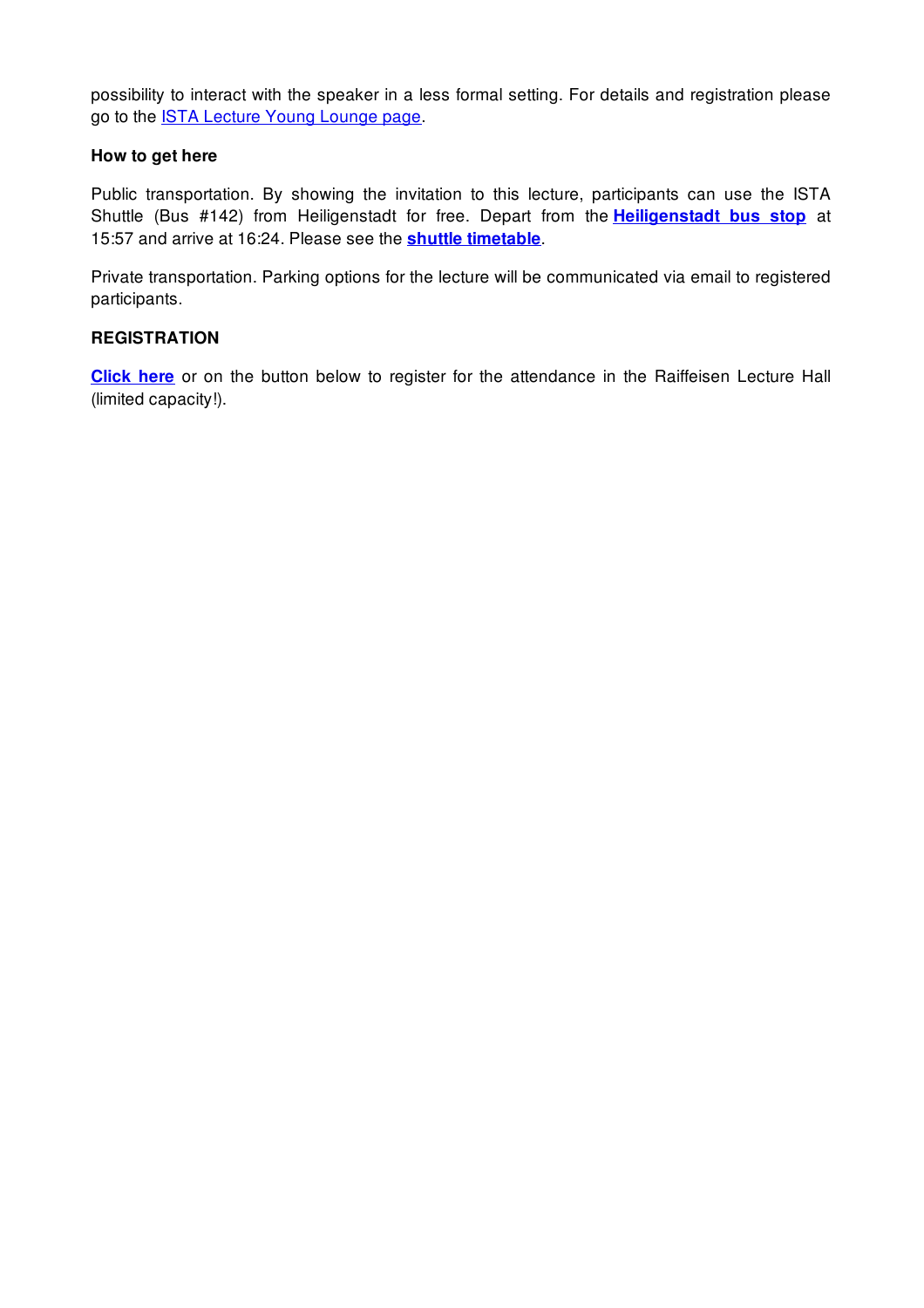possibility to interact with the speaker in a less formal setting. For details and registration please go to the ISTA Lecture Young Lounge page.

**How to get here**

Public transportation. By showing the invitation to this lecture, participants can use the ISTA Shuttle (Bus #142) from Heiligenstadt for free. Depart from the **Heiligenstadt bus stop** at 15:57 and arrive at 16:24. Please see the **shuttle timetable**.

Private transportation. Parking options for the lecture will be communicated via email to registered participants.

**REGISTRATION**

**Click here** or on the button below to register for the attendance in the Raiffeisen Lecture Hall (limited capacity!).